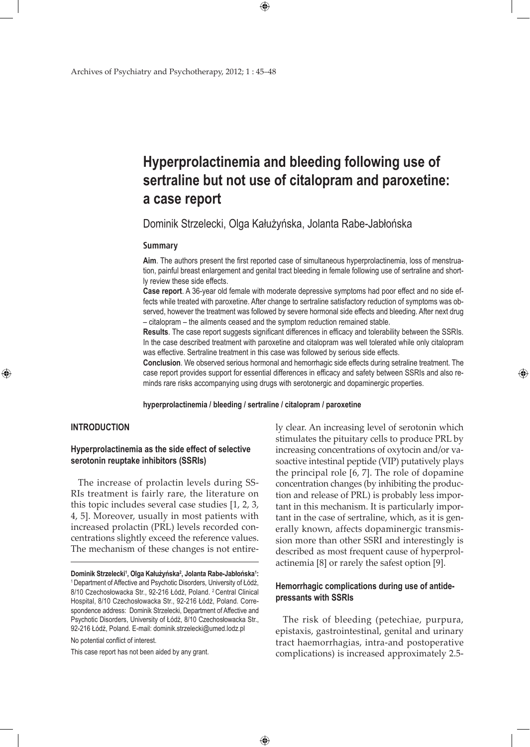# Hyperprolactinemia and bleeding following use of sertraline but not use of citalopram and paroxetine: a case report

Dominik Strzelecki, Olga Kałużyńska, Jolanta Rabe-Jabłońska

## Summary

**Aim**. The authors present the first reported case of simultaneous hyperprolactinemia, loss of menstruation, painful breast enlargement and genital tract bleeding in female following use of sertraline and shortly review these side effects.

**Case report**. A 36-year old female with moderate depressive symptoms had poor effect and no side effects while treated with paroxetine. After change to sertraline satisfactory reduction of symptoms was observed, however the treatment was followed by severe hormonal side effects and bleeding. After next drug – citalopram – the ailments ceased and the symptom reduction remained stable.

**Results**. The case report suggests significant differences in efficacy and tolerability between the SSRIs. In the case described treatment with paroxetine and citalopram was well tolerated while only citalopram was effective. Sertraline treatment in this case was followed by serious side effects.

**Conclusion**. We observed serious hormonal and hemorrhagic side effects during setraline treatment. The case report provides support for essential differences in efficacy and safety between SSRIs and also reminds rare risks accompanying using drugs with serotonergic and dopaminergic properties.

**hyperprolactinemia / bleeding / sertraline / citalopram / paroxetine**

## INTRODUCTION

### Hyperprolactinemia as the side effect of selective serotonin reuptake inhibitors (SSRIs)

The increase of prolactin levels during SSRIs treatment is fairly rare, the literature on this topic includes several case studies [1, 2, 3, 4, 5]. Moreover, usually in most patients with increased prolactin (PRL) levels recorded concentrations slightly exceed the reference values. The mechanism of these changes is not entirely clear. An increasing level of serotonin which stimulates the pituitary cells to produce PRL by increasing concentrations of oxytocin and/or vasoactive intestinal peptide (VIP) putatively plays the principal role [6, 7]. The role of dopamine concentration changes (by inhibiting the production and release of PRL) is probably less important in this mechanism. It is particularly important in the case of sertraline, which, as it is generally known, affects dopaminergic transmission more than other SSRI and interestingly is described as most frequent cause of hyperprolactinemia [8] or rarely the safest option [9].

### Hemorrhagic complications during use of antidepressants with SSRIs

The risk of bleeding (petechiae, purpura, epistaxis, gastrointestinal, genital and urinary tract haemorrhagias, intra-and postoperative complications) is increased approximately 2.5-

---

**Dominik Strzelecki[1], Olga Kałużyńska[2], Jolanta Rabe-Jabłońska[1]:** [1] Department of Affective and Psychotic Disorders, University of Łódź, 8/10 Czechosłowacka Str., 92-216 Łódź, Poland. [2] Central Clinical Hospital, 8/10 Czechosłowacka Str., 92-216 Łódź, Poland. Correspondence address: Dominik Strzelecki, Department of Affective and Psychotic Disorders, University of Łódź, 8/10 Czechosłowacka Str., 92-216 Łódź, Poland. E-mail: dominik.strzelecki@umed.lodz.pl

No potential conflict of interest.

This case report has not been aided by any grant.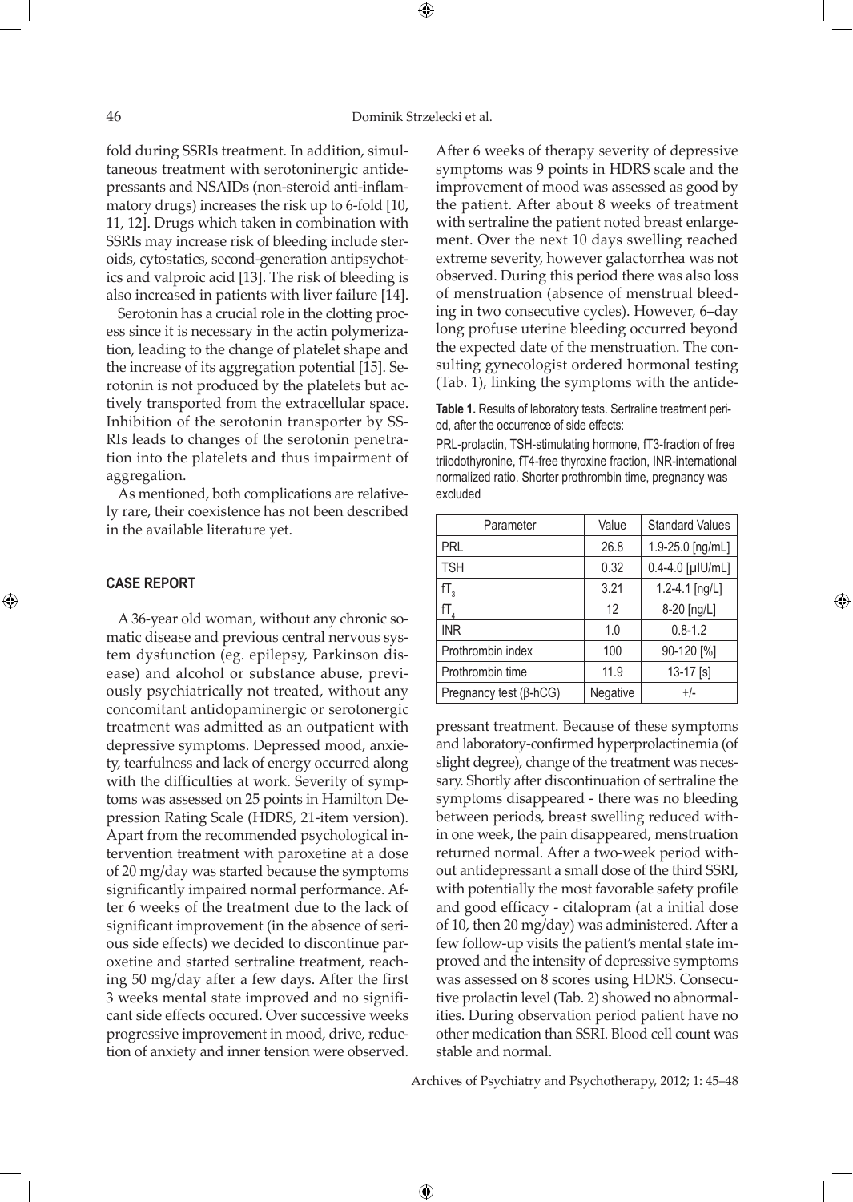fold during SSRIs treatment. In addition, simultaneous treatment with serotoninergic antidepressants and NSAIDs (non-steroid anti-inflammatory drugs) increases the risk up to 6-fold [10, 11, 12]. Drugs which taken in combination with SSRIs may increase risk of bleeding include steroids, cytostatics, second-generation antipsychotics and valproic acid [13]. The risk of bleeding is also increased in patients with liver failure [14].

Serotonin has a crucial role in the clotting process since it is necessary in the actin polymerization, leading to the change of platelet shape and the increase of its aggregation potential [15]. Serotonin is not produced by the platelets but actively transported from the extracellular space. Inhibition of the serotonin transporter by SSRIs leads to changes of the serotonin penetration into the platelets and thus impairment of aggregation.

As mentioned, both complications are relatively rare, their coexistence has not been described in the available literature yet.

## CASE REPORT

A 36-year old woman, without any chronic somatic disease and previous central nervous system dysfunction (eg. epilepsy, Parkinson disease) and alcohol or substance abuse, previously psychiatrically not treated, without any concomitant antidopaminergic or serotonergic treatment was admitted as an outpatient with depressive symptoms. Depressed mood, anxiety, tearfulness and lack of energy occurred along with the difficulties at work. Severity of symptoms was assessed on 25 points in Hamilton Depression Rating Scale (HDRS, 21-item version). Apart from the recommended psychological intervention treatment with paroxetine at a dose of 20 mg/day was started because the symptoms significantly impaired normal performance. After 6 weeks of the treatment due to the lack of significant improvement (in the absence of serious side effects) we decided to discontinue paroxetine and started sertraline treatment, reaching 50 mg/day after a few days. After the first 3 weeks mental state improved and no significant side effects occured. Over successive weeks progressive improvement in mood, drive, reduction of anxiety and inner tension were observed. After 6 weeks of therapy severity of depressive symptoms was 9 points in HDRS scale and the improvement of mood was assessed as good by the patient. After about 8 weeks of treatment with sertraline the patient noted breast enlargement. Over the next 10 days swelling reached extreme severity, however galactorrhea was not observed. During this period there was also loss of menstruation (absence of menstrual bleeding in two consecutive cycles). However, 6–day long profuse uterine bleeding occurred beyond the expected date of the menstruation. The consulting gynecologist ordered hormonal testing (Tab. 1), linking the symptoms with the antidepressant treatment. Because of these symptoms and laboratory-confirmed hyperprolactinemia (of slight degree), change of the treatment was necessary. Shortly after discontinuation of sertraline the symptoms disappeared - there was no bleeding between periods, breast swelling reduced within one week, the pain disappeared, menstruation returned normal. After a two-week period without antidepressant a small dose of the third SSRI, with potentially the most favorable safety profile and good efficacy - citalopram (at a initial dose of 10, then 20 mg/day) was administered. After a few follow-up visits the patient's mental state improved and the intensity of depressive symptoms was assessed on 8 scores using HDRS. Consecutive prolactin level (Tab. 2) showed no abnormalities. During observation period patient have no other medication than SSRI. Blood cell count was stable and normal.

**Table 1.** Results of laboratory tests. Sertraline treatment period, after the occurrence of side effects:

PRL-prolactin, TSH-stimulating hormone, fT3-fraction of free triiodothyronine, fT4-free thyroxine fraction, INR-international normalized ratio. Shorter prothrombin time, pregnancy was excluded

| Parameter | Value | Standard Values |
|---|---|---|
| PRL | 26.8 | 1.9-25.0 [ng/mL] |
| TSH | 0.32 | 0.4-4.0 [μIU/mL] |
| $fT_3$ | 3.21 | 1.2-4.1 [ng/L] |
| $fT_4$ | 12 | 8-20 [ng/L] |
| INR | 1.0 | 0.8-1.2 |
| Prothrombin index | 100 | 90-120 [%] |
| Prothrombin time | 11.9 | 13-17 [s] |
| Pregnancy test (β-hCG) | Negative | +/- |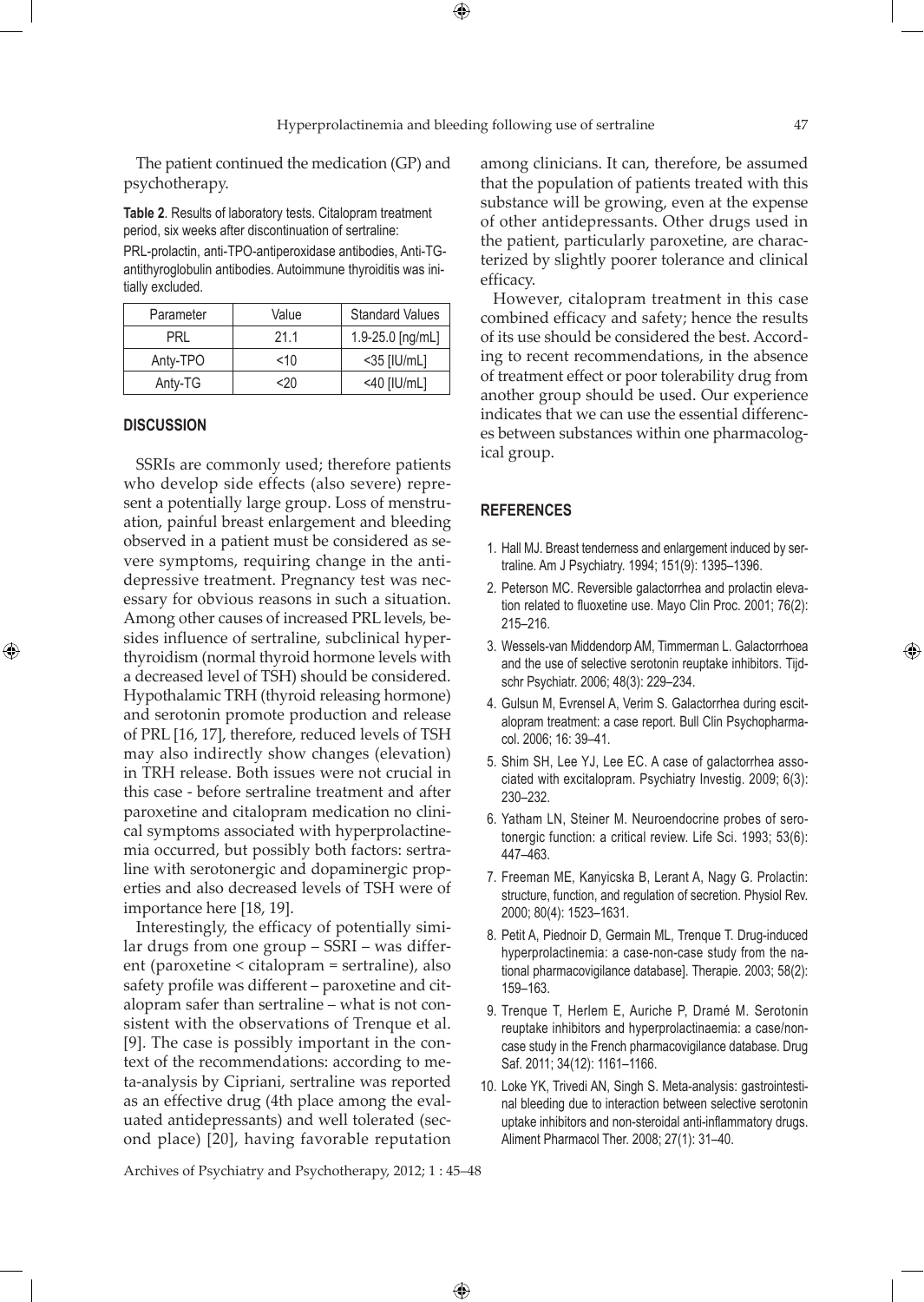The patient continued the medication (GP) and psychotherapy.

**Table 2**. Results of laboratory tests. Citalopram treatment period, six weeks after discontinuation of sertraline: PRL-prolactin, anti-TPO-antiperoxidase antibodies, Anti-TG-antithyroglobulin antibodies. Autoimmune thyroiditis was initially excluded.

| Parameter | Value | Standard Values |
|---|---|---|
| PRL | 21.1 | 1.9-25.0 [ng/mL] |
| Anty-TPO | <10 | <35 [IU/mL] |
| Anty-TG | <20 | <40 [IU/mL] |

## DISCUSSION

SSRIs are commonly used; therefore patients who develop side effects (also severe) represent a potentially large group. Loss of menstruation, painful breast enlargement and bleeding observed in a patient must be considered as severe symptoms, requiring change in the antidepressive treatment. Pregnancy test was necessary for obvious reasons in such a situation. Among other causes of increased PRL levels, besides influence of sertraline, subclinical hyperthyroidism (normal thyroid hormone levels with a decreased level of TSH) should be considered. Hypothalamic TRH (thyroid releasing hormone) and serotonin promote production and release of PRL [16, 17], therefore, reduced levels of TSH may also indirectly show changes (elevation) in TRH release. Both issues were not crucial in this case - before sertraline treatment and after paroxetine and citalopram medication no clinical symptoms associated with hyperprolactinemia occurred, but possibly both factors: sertraline with serotonergic and dopaminergic properties and also decreased levels of TSH were of importance here [18, 19].

Interestingly, the efficacy of potentially similar drugs from one group – SSRI – was different (paroxetine < citalopram = sertraline), also safety profile was different – paroxetine and citalopram safer than sertraline – what is not consistent with the observations of Trenque et al. [9]. The case is possibly important in the context of the recommendations: according to meta-analysis by Cipriani, sertraline was reported as an effective drug (4th place among the evaluated antidepressants) and well tolerated (second place) [20], having favorable reputation among clinicians. It can, therefore, be assumed that the population of patients treated with this substance will be growing, even at the expense of other antidepressants. Other drugs used in the patient, particularly paroxetine, are characterized by slightly poorer tolerance and clinical efficacy.

However, citalopram treatment in this case combined efficacy and safety; hence the results of its use should be considered the best. According to recent recommendations, in the absence of treatment effect or poor tolerability drug from another group should be used. Our experience indicates that we can use the essential differences between substances within one pharmacological group.

## REFERENCES

1. Hall MJ. Breast tenderness and enlargement induced by sertraline. Am J Psychiatry. 1994; 151(9): 1395–1396.
2. Peterson MC. Reversible galactorrhea and prolactin elevation related to fluoxetine use. Mayo Clin Proc. 2001; 76(2): 215–216.
3. Wessels-van Middendorp AM, Timmerman L. Galactorrhoea and the use of selective serotonin reuptake inhibitors. Tijdschr Psychiatr. 2006; 48(3): 229–234.
4. Gulsun M, Evrensel A, Verim S. Galactorrhea during escitalopram treatment: a case report. Bull Clin Psychopharmacol. 2006; 16: 39–41.
5. Shim SH, Lee YJ, Lee EC. A case of galactorrhea associated with excitalopram. Psychiatry Investig. 2009; 6(3): 230–232.
6. Yatham LN, Steiner M. Neuroendocrine probes of serotonergic function: a critical review. Life Sci. 1993; 53(6): 447–463.
7. Freeman ME, Kanyicska B, Lerant A, Nagy G. Prolactin: structure, function, and regulation of secretion. Physiol Rev. 2000; 80(4): 1523–1631.
8. Petit A, Piednoir D, Germain ML, Trenque T. Drug-induced hyperprolactinemia: a case-non-case study from the national pharmacovigilance database]. Therapie. 2003; 58(2): 159–163.
9. Trenque T, Herlem E, Auriche P, Dramé M. Serotonin reuptake inhibitors and hyperprolactinaemia: a case/non-case study in the French pharmacovigilance database. Drug Saf. 2011; 34(12): 1161–1166.
10. Loke YK, Trivedi AN, Singh S. Meta-analysis: gastrointestinal bleeding due to interaction between selective serotonin uptake inhibitors and non-steroidal anti-inflammatory drugs. Aliment Pharmacol Ther. 2008; 27(1): 31–40.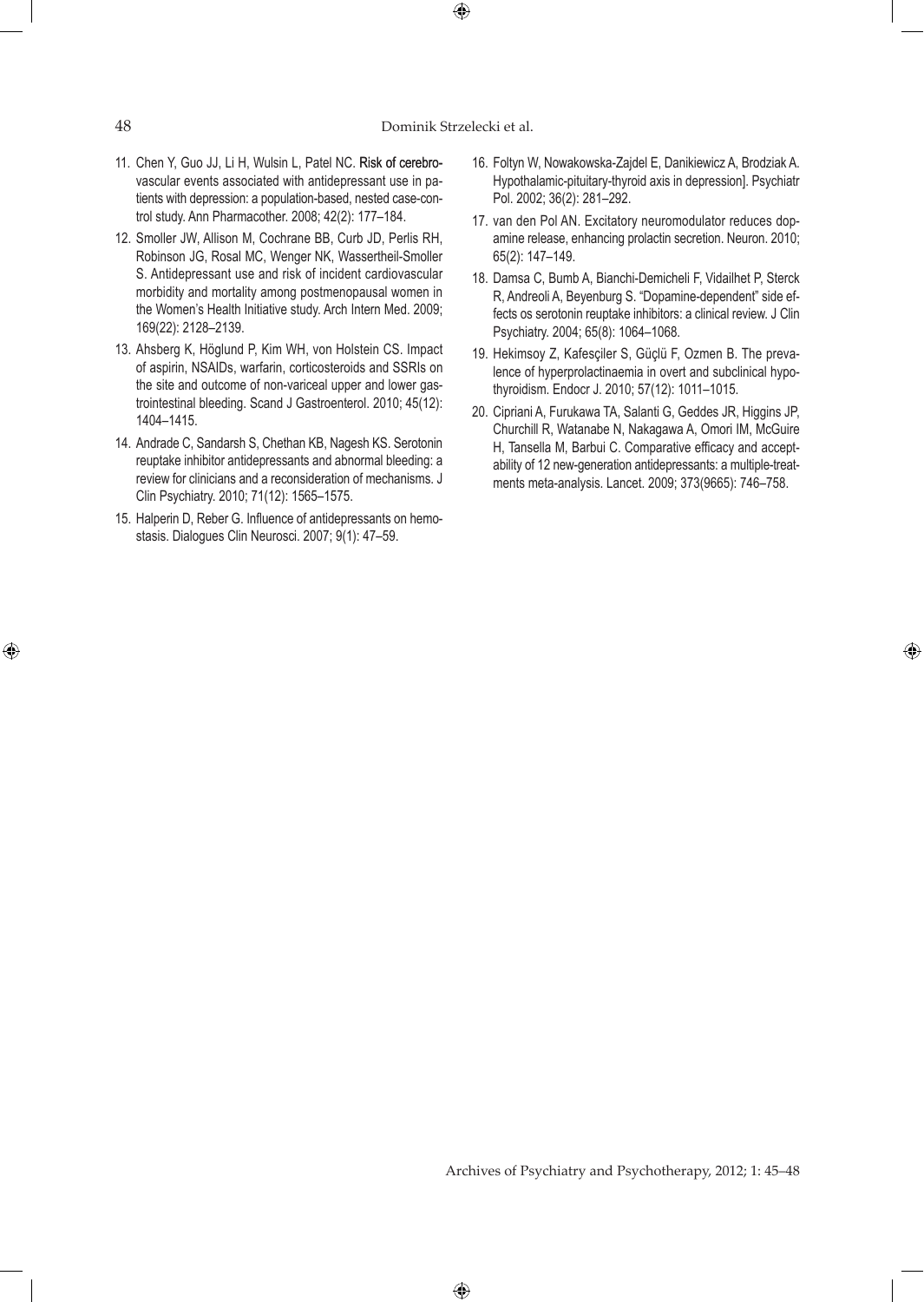11. Chen Y, Guo JJ, Li H, Wulsin L, Patel NC. Risk of cerebrovascular events associated with antidepressant use in patients with depression: a population-based, nested case-control study. Ann Pharmacother. 2008; 42(2): 177–184.
12. Smoller JW, Allison M, Cochrane BB, Curb JD, Perlis RH, Robinson JG, Rosal MC, Wenger NK, Wassertheil-Smoller S. Antidepressant use and risk of incident cardiovascular morbidity and mortality among postmenopausal women in the Women's Health Initiative study. Arch Intern Med. 2009; 169(22): 2128–2139.
13. Ahsberg K, Höglund P, Kim WH, von Holstein CS. Impact of aspirin, NSAIDs, warfarin, corticosteroids and SSRIs on the site and outcome of non-variceal upper and lower gastrointestinal bleeding. Scand J Gastroenterol. 2010; 45(12): 1404–1415.
14. Andrade C, Sandarsh S, Chethan KB, Nagesh KS. Serotonin reuptake inhibitor antidepressants and abnormal bleeding: a review for clinicians and a reconsideration of mechanisms. J Clin Psychiatry. 2010; 71(12): 1565–1575.
15. Halperin D, Reber G. Influence of antidepressants on hemostasis. Dialogues Clin Neurosci. 2007; 9(1): 47–59.
16. Foltyn W, Nowakowska-Zajdel E, Danikiewicz A, Brodziak A. Hypothalamic-pituitary-thyroid axis in depression]. Psychiatr Pol. 2002; 36(2): 281–292.
17. van den Pol AN. Excitatory neuromodulator reduces dopamine release, enhancing prolactin secretion. Neuron. 2010; 65(2): 147–149.
18. Damsa C, Bumb A, Bianchi-Demicheli F, Vidailhet P, Sterck R, Andreoli A, Beyenburg S. "Dopamine-dependent" side effects os serotonin reuptake inhibitors: a clinical review. J Clin Psychiatry. 2004; 65(8): 1064–1068.
19. Hekimsoy Z, Kafesçiler S, Güçlü F, Ozmen B. The prevalence of hyperprolactinaemia in overt and subclinical hypothyroidism. Endocr J. 2010; 57(12): 1011–1015.
20. Cipriani A, Furukawa TA, Salanti G, Geddes JR, Higgins JP, Churchill R, Watanabe N, Nakagawa A, Omori IM, McGuire H, Tansella M, Barbui C. Comparative efficacy and acceptability of 12 new-generation antidepressants: a multiple-treatments meta-analysis. Lancet. 2009; 373(9665): 746–758.